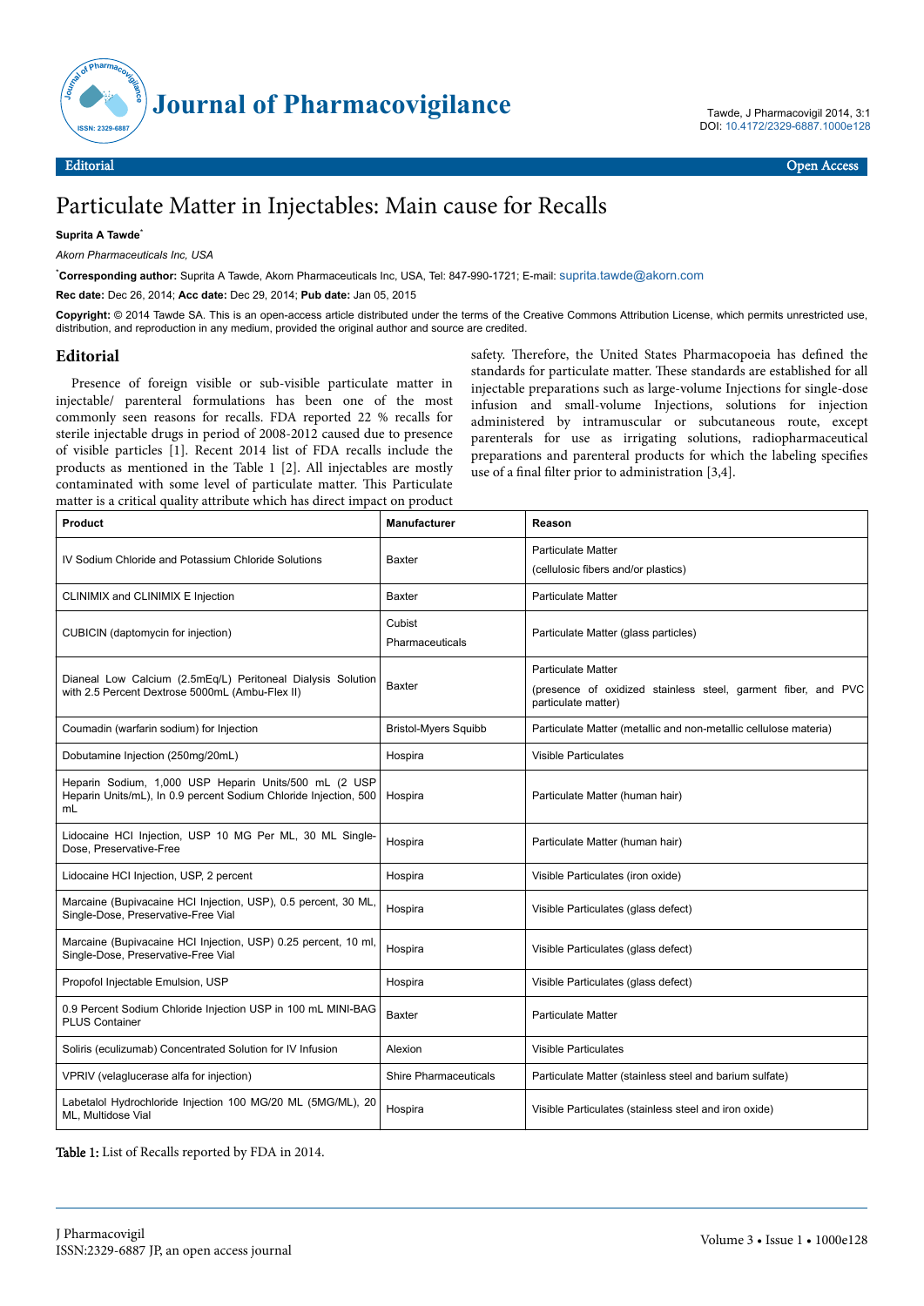# Particulate Matter in Injectables: Main cause for Recalls

**Suprita A Tawde***

*Akorn Pharmaceuticals Inc, USA*

***Corresponding author:** Suprita A Tawde, Akorn Pharmaceuticals Inc, USA, Tel: 847-990-1721; E-mail: suprita.tawde@akorn.com

**Rec date:** Dec 26, 2014; **Acc date:** Dec 29, 2014; **Pub date:** Jan 05, 2015

**Copyright:** © 2014 Tawde SA. This is an open-access article distributed under the terms of the Creative Commons Attribution License, which permits unrestricted use, distribution, and reproduction in any medium, provided the original author and source are credited.

## Editorial

Presence of foreign visible or sub-visible particulate matter in injectable/ parenteral formulations has been one of the most commonly seen reasons for recalls. FDA reported 22 % recalls for sterile injectable drugs in period of 2008-2012 caused due to presence of visible particles [1]. Recent 2014 list of FDA recalls include the products as mentioned in the Table 1 [2]. All injectables are mostly contaminated with some level of particulate matter. This Particulate matter is a critical quality attribute which has direct impact on product safety. Therefore, the United States Pharmacopoeia has defined the standards for particulate matter. These standards are established for all injectable preparations such as large-volume Injections for single-dose infusion and small-volume Injections, solutions for injection administered by intramuscular or subcutaneous route, except parenterals for use as irrigating solutions, radiopharmaceutical preparations and parenteral products for which the labeling specifies use of a final filter prior to administration [3,4].

| Product | Manufacturer | Reason |
|---|---|---|
| IV Sodium Chloride and Potassium Chloride Solutions | Baxter | Particulate Matter (cellulosic fibers and/or plastics) |
| CLINIMIX and CLINIMIX E Injection | Baxter | Particulate Matter |
| CUBICIN (daptomycin for injection) | Cubist Pharmaceuticals | Particulate Matter (glass particles) |
| Dianeal Low Calcium (2.5mEq/L) Peritoneal Dialysis Solution with 2.5 Percent Dextrose 5000mL (Ambu-Flex II) | Baxter | Particulate Matter (presence of oxidized stainless steel, garment fiber, and PVC particulate matter) |
| Coumadin (warfarin sodium) for Injection | Bristol-Myers Squibb | Particulate Matter (metallic and non-metallic cellulose materia) |
| Dobutamine Injection (250mg/20mL) | Hospira | Visible Particulates |
| Heparin Sodium, 1,000 USP Heparin Units/500 mL (2 USP Heparin Units/mL), In 0.9 percent Sodium Chloride Injection, 500 mL | Hospira | Particulate Matter (human hair) |
| Lidocaine HCl Injection, USP 10 MG Per ML, 30 ML Single-Dose, Preservative-Free | Hospira | Particulate Matter (human hair) |
| Lidocaine HCl Injection, USP, 2 percent | Hospira | Visible Particulates (iron oxide) |
| Marcaine (Bupivacaine HCl Injection, USP), 0.5 percent, 30 ML, Single-Dose, Preservative-Free Vial | Hospira | Visible Particulates (glass defect) |
| Marcaine (Bupivacaine HCl Injection, USP) 0.25 percent, 10 ml, Single-Dose, Preservative-Free Vial | Hospira | Visible Particulates (glass defect) |
| Propofol Injectable Emulsion, USP | Hospira | Visible Particulates (glass defect) |
| 0.9 Percent Sodium Chloride Injection USP in 100 mL MINI-BAG PLUS Container | Baxter | Particulate Matter |
| Soliris (eculizumab) Concentrated Solution for IV Infusion | Alexion | Visible Particulates |
| VPRIV (velaglucerase alfa for injection) | Shire Pharmaceuticals | Particulate Matter (stainless steel and barium sulfate) |
| Labetalol Hydrochloride Injection 100 MG/20 ML (5MG/ML), 20 ML, Multidose Vial | Hospira | Visible Particulates (stainless steel and iron oxide) |

**Table 1:** List of Recalls reported by FDA in 2014.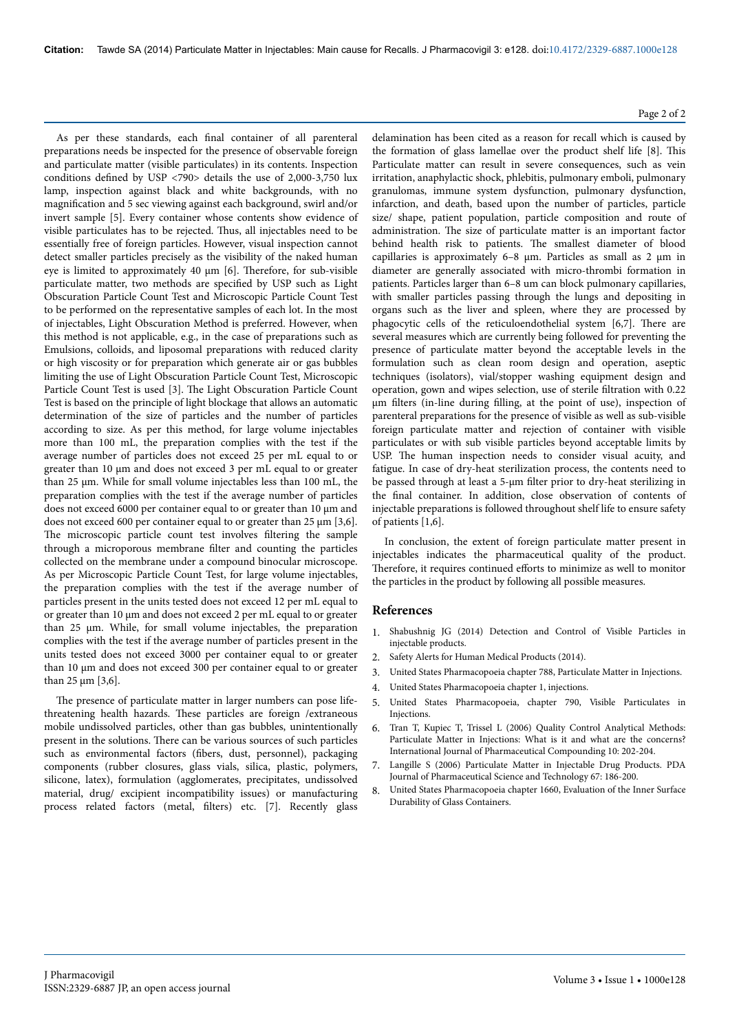As per these standards, each final container of all parenteral preparations needs be inspected for the presence of observable foreign and particulate matter (visible particulates) in its contents. Inspection conditions defined by USP <790> details the use of 2,000-3,750 lux lamp, inspection against black and white backgrounds, with no magnification and 5 sec viewing against each background, swirl and/or invert sample [5]. Every container whose contents show evidence of visible particulates has to be rejected. Thus, all injectables need to be essentially free of foreign particles. However, visual inspection cannot detect smaller particles precisely as the visibility of the naked human eye is limited to approximately 40 µm [6]. Therefore, for sub-visible particulate matter, two methods are specified by USP such as Light Obscuration Particle Count Test and Microscopic Particle Count Test to be performed on the representative samples of each lot. In the most of injectables, Light Obscuration Method is preferred. However, when this method is not applicable, e.g., in the case of preparations such as Emulsions, colloids, and liposomal preparations with reduced clarity or high viscosity or for preparation which generate air or gas bubbles limiting the use of Light Obscuration Particle Count Test, Microscopic Particle Count Test is used [3]. The Light Obscuration Particle Count Test is based on the principle of light blockage that allows an automatic determination of the size of particles and the number of particles according to size. As per this method, for large volume injectables more than 100 mL, the preparation complies with the test if the average number of particles does not exceed 25 per mL equal to or greater than 10 µm and does not exceed 3 per mL equal to or greater than 25 µm. While for small volume injectables less than 100 mL, the preparation complies with the test if the average number of particles does not exceed 6000 per container equal to or greater than 10 µm and does not exceed 600 per container equal to or greater than 25 µm [3,6]. The microscopic particle count test involves filtering the sample through a microporous membrane filter and counting the particles collected on the membrane under a compound binocular microscope. As per Microscopic Particle Count Test, for large volume injectables, the preparation complies with the test if the average number of particles present in the units tested does not exceed 12 per mL equal to or greater than 10 µm and does not exceed 2 per mL equal to or greater than 25 µm. While, for small volume injectables, the preparation complies with the test if the average number of particles present in the units tested does not exceed 3000 per container equal to or greater than 10 µm and does not exceed 300 per container equal to or greater than 25 µm [3,6].

The presence of particulate matter in larger numbers can pose life-threatening health hazards. These particles are foreign /extraneous mobile undissolved particles, other than gas bubbles, unintentionally present in the solutions. There can be various sources of such particles such as environmental factors (fibers, dust, personnel), packaging components (rubber closures, glass vials, silica, plastic, polymers, silicone, latex), formulation (agglomerates, precipitates, undissolved material, drug/ excipient incompatibility issues) or manufacturing process related factors (metal, filters) etc. [7]. Recently glass delamination has been cited as a reason for recall which is caused by the formation of glass lamellae over the product shelf life [8]. This Particulate matter can result in severe consequences, such as vein irritation, anaphylactic shock, phlebitis, pulmonary emboli, pulmonary granulomas, immune system dysfunction, pulmonary dysfunction, infarction, and death, based upon the number of particles, particle size/ shape, patient population, particle composition and route of administration. The size of particulate matter is an important factor behind health risk to patients. The smallest diameter of blood capillaries is approximately 6–8 µm. Particles as small as 2 µm in diameter are generally associated with micro-thrombi formation in patients. Particles larger than 6–8 um can block pulmonary capillaries, with smaller particles passing through the lungs and depositing in organs such as the liver and spleen, where they are processed by phagocytic cells of the reticuloendothelial system [6,7]. There are several measures which are currently being followed for preventing the presence of particulate matter beyond the acceptable levels in the formulation such as clean room design and operation, aseptic techniques (isolators), vial/stopper washing equipment design and operation, gown and wipes selection, use of sterile filtration with 0.22 µm filters (in-line during filling, at the point of use), inspection of parenteral preparations for the presence of visible as well as sub-visible foreign particulate matter and rejection of container with visible particulates or with sub visible particles beyond acceptable limits by USP. The human inspection needs to consider visual acuity, and fatigue. In case of dry-heat sterilization process, the contents need to be passed through at least a 5-µm filter prior to dry-heat sterilizing in the final container. In addition, close observation of contents of injectable preparations is followed throughout shelf life to ensure safety of patients [1,6].

In conclusion, the extent of foreign particulate matter present in injectables indicates the pharmaceutical quality of the product. Therefore, it requires continued efforts to minimize as well to monitor the particles in the product by following all possible measures.

## References

1. Shabushnig JG (2014) Detection and Control of Visible Particles in injectable products.
2. Safety Alerts for Human Medical Products (2014).
3. United States Pharmacopoeia chapter 788, Particulate Matter in Injections.
4. United States Pharmacopoeia chapter 1, injections.
5. United States Pharmacopoeia, chapter 790, Visible Particulates in Injections.
6. Tran T, Kupiec T, Trissel L (2006) Quality Control Analytical Methods: Particulate Matter in Injections: What is it and what are the concerns? International Journal of Pharmaceutical Compounding 10: 202-204.
7. Langille S (2006) Particulate Matter in Injectable Drug Products. PDA Journal of Pharmaceutical Science and Technology 67: 186-200.
8. United States Pharmacopoeia chapter 1660, Evaluation of the Inner Surface Durability of Glass Containers.